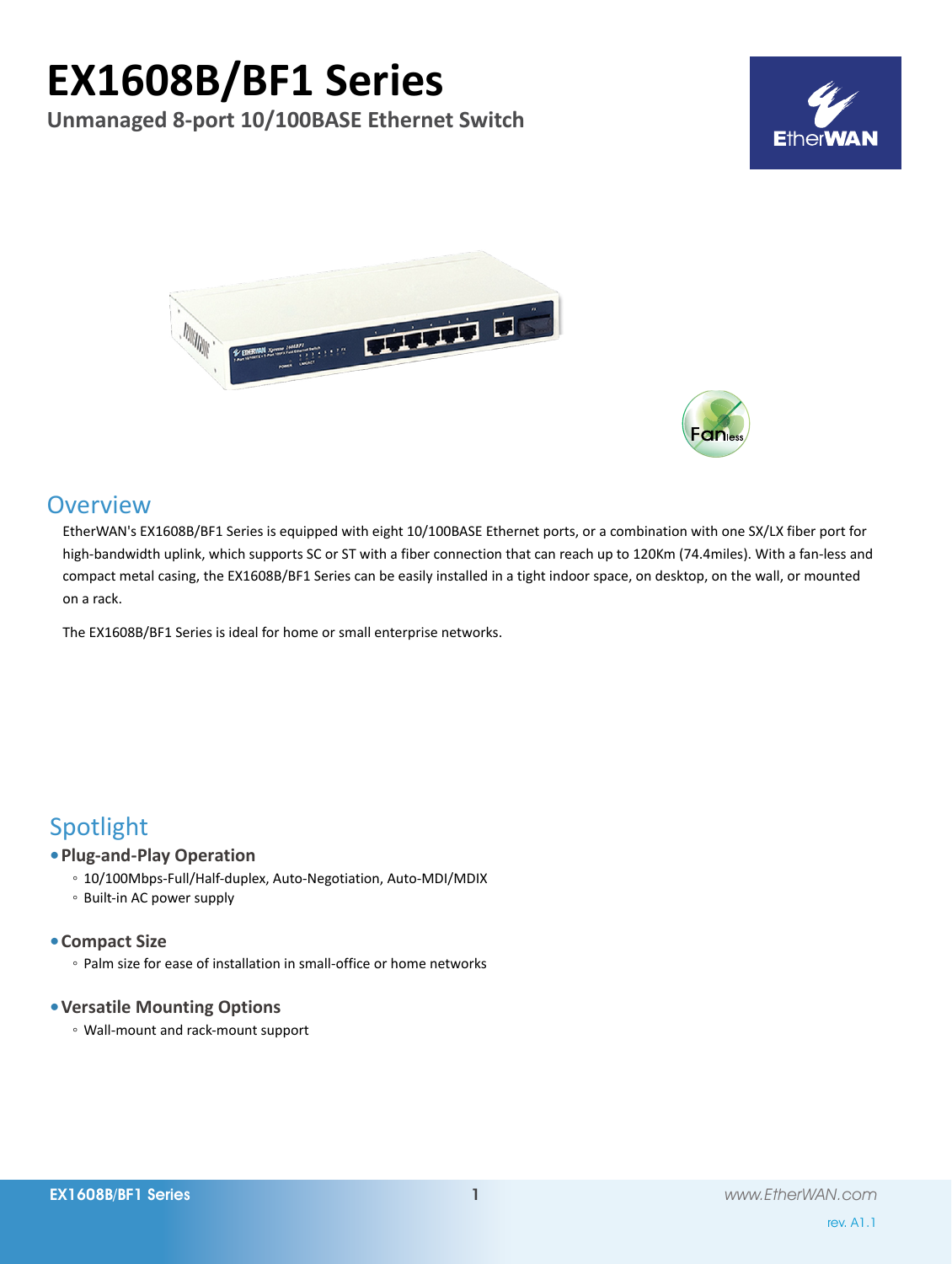# EX1608B/BF1 Series

**Unmanaged 8-port 10/100BASE Ethernet Switch**

## Overview

EtherWAN's EX1608B/BF1 Series is equipped with eight 10/100BASE Ethernet ports, or a combination with one SX/LX fiber port for high-bandwidth uplink, which supports SC or ST with a fiber connection that can reach up to 120Km (74.4miles). With a fan-less and compact metal casing, the EX1608B/BF1 Series can be easily installed in a tight indoor space, on desktop, on the wall, or mounted on a rack.

The EX1608B/BF1 Series is ideal for home or small enterprise networks.

## Spotlight

- **Plug-and-Play Operation**
  - 10/100Mbps-Full/Half-duplex, Auto-Negotiation, Auto-MDI/MDIX
  - Built-in AC power supply
- **Compact Size**
  - Palm size for ease of installation in small-office or home networks
- **Versatile Mounting Options**
  - Wall-mount and rack-mount support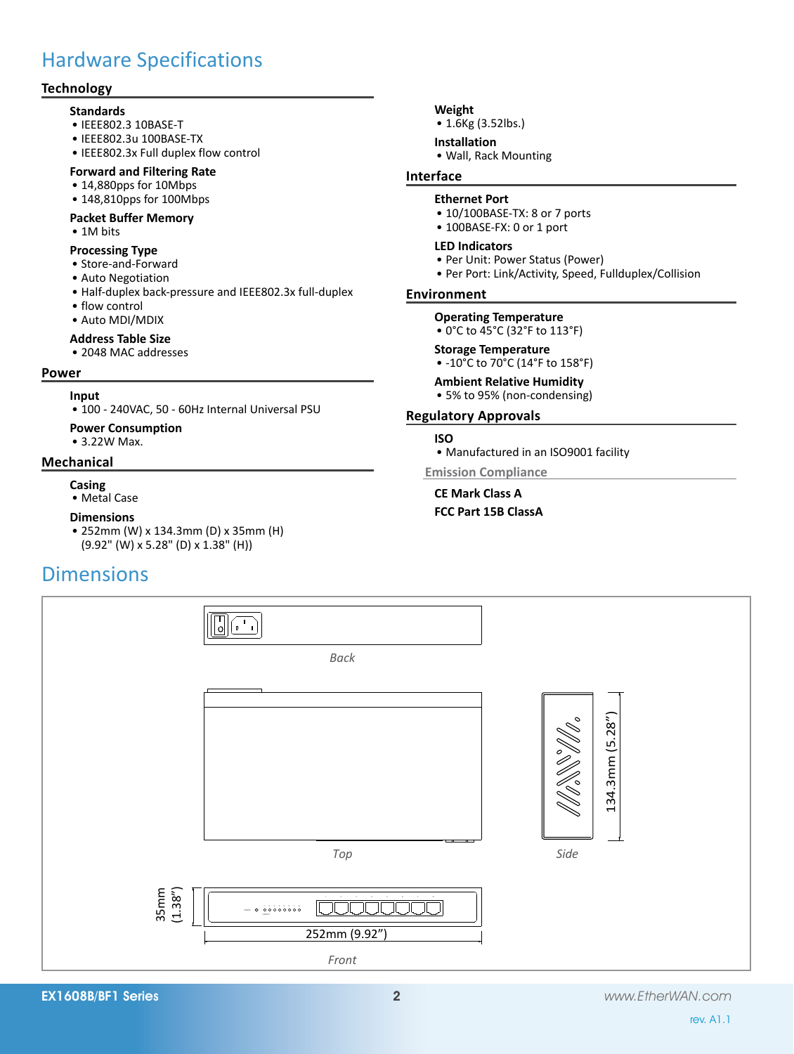## Hardware Specifications

### Technology

**Standards**
- IEEE802.3 10BASE-T
- IEEE802.3u 100BASE-TX
- IEEE802.3x Full duplex flow control

**Forward and Filtering Rate**
- 14,880pps for 10Mbps
- 148,810pps for 100Mbps

**Packet Buffer Memory**
- 1M bits

**Processing Type**
- Store-and-Forward
- Auto Negotiation
- Half-duplex back-pressure and IEEE802.3x full-duplex
- flow control
- Auto MDI/MDIX

**Address Table Size**
- 2048 MAC addresses

### Power

**Input**
- 100 - 240VAC, 50 - 60Hz Internal Universal PSU

**Power Consumption**
- 3.22W Max.

### Mechanical

**Casing**
- Metal Case

**Dimensions**
- 252mm (W) x 134.3mm (D) x 35mm (H)
  (9.92" (W) x 5.28" (D) x 1.38" (H))

**Weight**
- 1.6Kg (3.52lbs.)

**Installation**
- Wall, Rack Mounting

### Interface

**Ethernet Port**
- 10/100BASE-TX: 8 or 7 ports
- 100BASE-FX: 0 or 1 port

**LED Indicators**
- Per Unit: Power Status (Power)
- Per Port: Link/Activity, Speed, Fullduplex/Collision

### Environment

**Operating Temperature**
- 0°C to 45°C (32°F to 113°F)

**Storage Temperature**
- -10°C to 70°C (14°F to 158°F)

**Ambient Relative Humidity**
- 5% to 95% (non-condensing)

### Regulatory Approvals

**ISO**
- Manufactured in an ISO9001 facility

#### Emission Compliance

**CE Mark Class A**

**FCC Part 15B ClassA**

## Dimensions

Back

Top

134.3mm (5.28")

Side

35mm (1.38")

252mm (9.92")

Front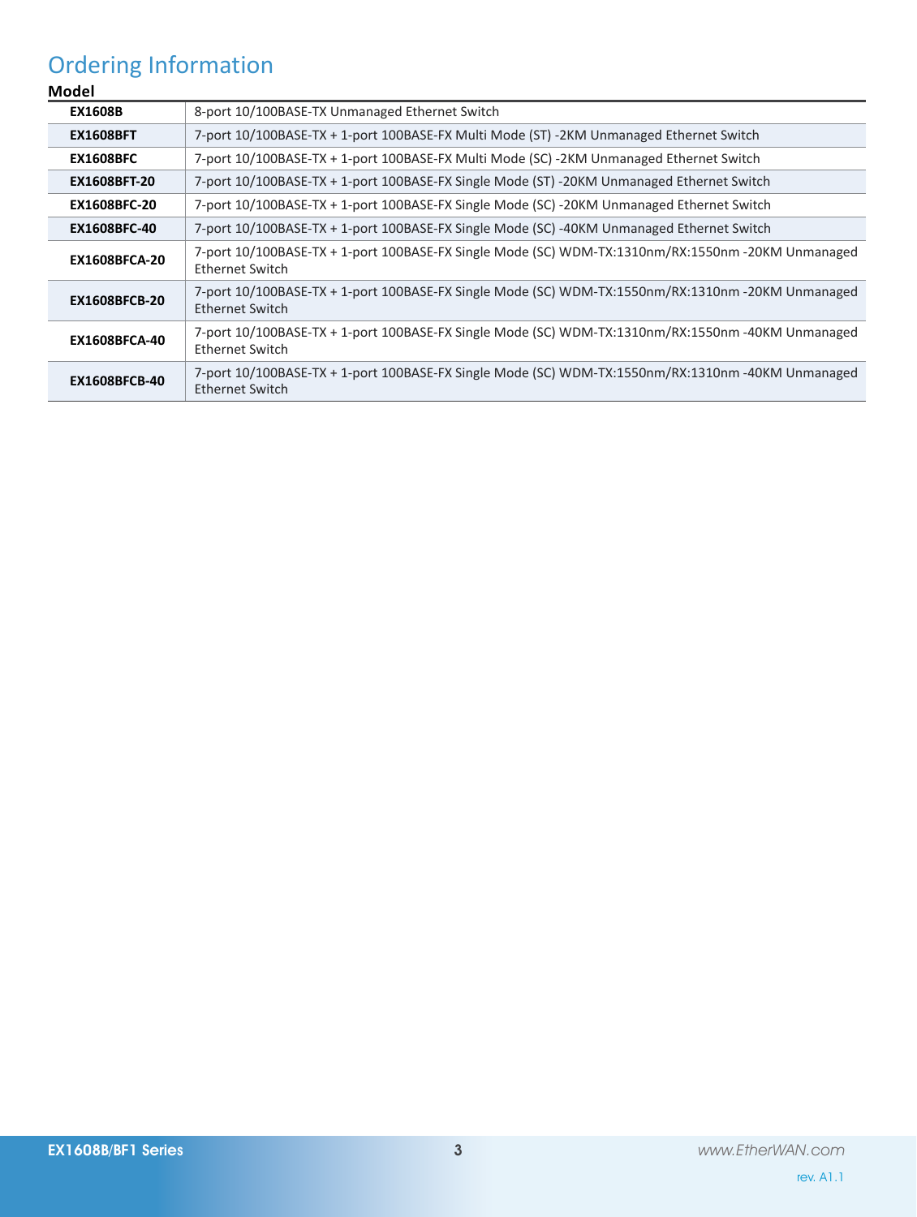# Ordering Information

**Model**

| | |
|---|---|
| **EX1608B** | 8-port 10/100BASE-TX Unmanaged Ethernet Switch |
| **EX1608BFT** | 7-port 10/100BASE-TX + 1-port 100BASE-FX Multi Mode (ST) -2KM Unmanaged Ethernet Switch |
| **EX1608BFC** | 7-port 10/100BASE-TX + 1-port 100BASE-FX Multi Mode (SC) -2KM Unmanaged Ethernet Switch |
| **EX1608BFT-20** | 7-port 10/100BASE-TX + 1-port 100BASE-FX Single Mode (ST) -20KM Unmanaged Ethernet Switch |
| **EX1608BFC-20** | 7-port 10/100BASE-TX + 1-port 100BASE-FX Single Mode (SC) -20KM Unmanaged Ethernet Switch |
| **EX1608BFC-40** | 7-port 10/100BASE-TX + 1-port 100BASE-FX Single Mode (SC) -40KM Unmanaged Ethernet Switch |
| **EX1608BFCA-20** | 7-port 10/100BASE-TX + 1-port 100BASE-FX Single Mode (SC) WDM-TX:1310nm/RX:1550nm -20KM Unmanaged Ethernet Switch |
| **EX1608BFCB-20** | 7-port 10/100BASE-TX + 1-port 100BASE-FX Single Mode (SC) WDM-TX:1550nm/RX:1310nm -20KM Unmanaged Ethernet Switch |
| **EX1608BFCA-40** | 7-port 10/100BASE-TX + 1-port 100BASE-FX Single Mode (SC) WDM-TX:1310nm/RX:1550nm -40KM Unmanaged Ethernet Switch |
| **EX1608BFCB-40** | 7-port 10/100BASE-TX + 1-port 100BASE-FX Single Mode (SC) WDM-TX:1550nm/RX:1310nm -40KM Unmanaged Ethernet Switch |